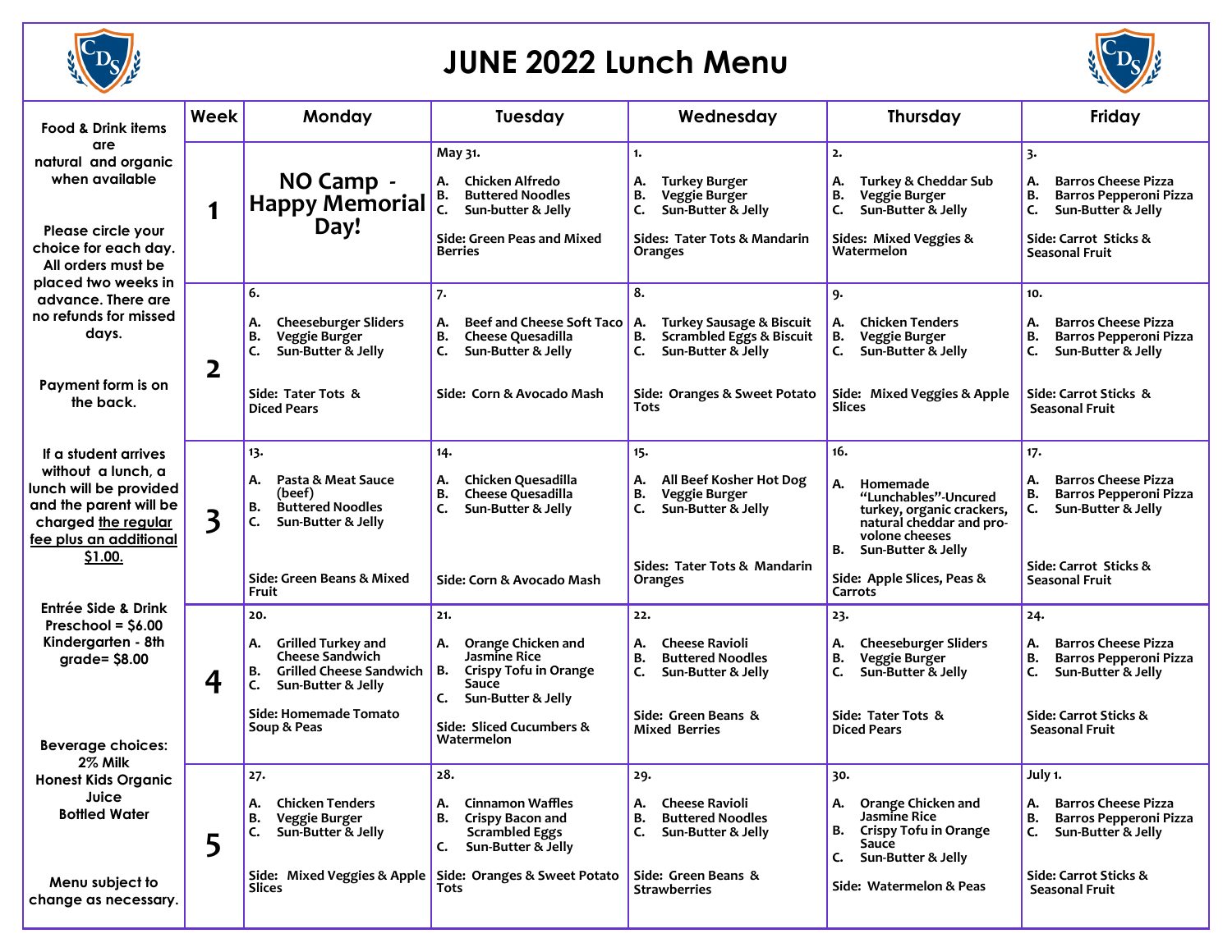# JUNE 2022 Lunch Menu

Food & Drink items are natural and organic when available

Please circle your choice for each day. All orders must be placed two weeks in advance. There are no refunds for missed days.

Payment form is on the back.

If a student arrives without a lunch, a lunch will be provided and the parent will be charged <u>the regular fee plus an additional $1.00.</u>

Entrée Side & Drink
Preschool = $6.00
Kindergarten - 8th grade= $8.00

Beverage choices:
2% Milk
Honest Kids Organic Juice
Bottled Water

Menu subject to change as necessary.

| Week | Monday | Tuesday | Wednesday | Thursday | Friday |
|---|---|---|---|---|---|
| 1 | **NO Camp - Happy Memorial Day!** | May 31.<br>A. Chicken Alfredo<br>B. Buttered Noodles<br>C. Sun-butter & Jelly<br><br>Side: Green Peas and Mixed Berries | 1.<br>A. Turkey Burger<br>B. Veggie Burger<br>C. Sun-Butter & Jelly<br><br>Sides: Tater Tots & Mandarin Oranges | 2.<br>A. Turkey & Cheddar Sub<br>B. Veggie Burger<br>C. Sun-Butter & Jelly<br><br>Sides: Mixed Veggies & Watermelon | 3.<br>A. Barros Cheese Pizza<br>B. Barros Pepperoni Pizza<br>C. Sun-Butter & Jelly<br><br>Side: Carrot Sticks & Seasonal Fruit |
| 2 | 6.<br>A. Cheeseburger Sliders<br>B. Veggie Burger<br>C. Sun-Butter & Jelly<br><br>Side: Tater Tots & Diced Pears | 7.<br>A. Beef and Cheese Soft Taco<br>B. Cheese Quesadilla<br>C. Sun-Butter & Jelly<br><br>Side: Corn & Avocado Mash | 8.<br>A. Turkey Sausage & Biscuit<br>B. Scrambled Eggs & Biscuit<br>C. Sun-Butter & Jelly<br><br>Side: Oranges & Sweet Potato Tots | 9.<br>A. Chicken Tenders<br>B. Veggie Burger<br>C. Sun-Butter & Jelly<br><br>Side: Mixed Veggies & Apple Slices | 10.<br>A. Barros Cheese Pizza<br>B. Barros Pepperoni Pizza<br>C. Sun-Butter & Jelly<br><br>Side: Carrot Sticks & Seasonal Fruit |
| 3 | 13.<br>A. Pasta & Meat Sauce (beef)<br>B. Buttered Noodles<br>C. Sun-Butter & Jelly<br><br>Side: Green Beans & Mixed Fruit | 14.<br>A. Chicken Quesadilla<br>B. Cheese Quesadilla<br>C. Sun-Butter & Jelly<br><br>Side: Corn & Avocado Mash | 15.<br>A. All Beef Kosher Hot Dog<br>B. Veggie Burger<br>C. Sun-Butter & Jelly<br><br>Sides: Tater Tots & Mandarin Oranges | 16.<br>A. Homemade "Lunchables"-Uncured turkey, organic crackers, natural cheddar and pro-volone cheeses<br>B. Sun-Butter & Jelly<br><br>Side: Apple Slices, Peas & Carrots | 17.<br>A. Barros Cheese Pizza<br>B. Barros Pepperoni Pizza<br>C. Sun-Butter & Jelly<br><br>Side: Carrot Sticks & Seasonal Fruit |
| 4 | 20.<br>A. Grilled Turkey and Cheese Sandwich<br>B. Grilled Cheese Sandwich<br>C. Sun-Butter & Jelly<br><br>Side: Homemade Tomato Soup & Peas | 21.<br>A. Orange Chicken and Jasmine Rice<br>B. Crispy Tofu in Orange Sauce<br>C. Sun-Butter & Jelly<br><br>Side: Sliced Cucumbers & Watermelon | 22.<br>A. Cheese Ravioli<br>B. Buttered Noodles<br>C. Sun-Butter & Jelly<br><br>Side: Green Beans & Mixed Berries | 23.<br>A. Cheeseburger Sliders<br>B. Veggie Burger<br>C. Sun-Butter & Jelly<br><br>Side: Tater Tots & Diced Pears | 24.<br>A. Barros Cheese Pizza<br>B. Barros Pepperoni Pizza<br>C. Sun-Butter & Jelly<br><br>Side: Carrot Sticks & Seasonal Fruit |
| 5 | 27.<br>A. Chicken Tenders<br>B. Veggie Burger<br>C. Sun-Butter & Jelly<br><br>Side: Mixed Veggies & Apple Slices | 28.<br>A. Cinnamon Waffles<br>B. Crispy Bacon and Scrambled Eggs<br>C. Sun-Butter & Jelly<br><br>Side: Oranges & Sweet Potato Tots | 29.<br>A. Cheese Ravioli<br>B. Buttered Noodles<br>C. Sun-Butter & Jelly<br><br>Side: Green Beans & Strawberries | 30.<br>A. Orange Chicken and Jasmine Rice<br>B. Crispy Tofu in Orange Sauce<br>C. Sun-Butter & Jelly<br><br>Side: Watermelon & Peas | July 1.<br>A. Barros Cheese Pizza<br>B. Barros Pepperoni Pizza<br>C. Sun-Butter & Jelly<br><br>Side: Carrot Sticks & Seasonal Fruit |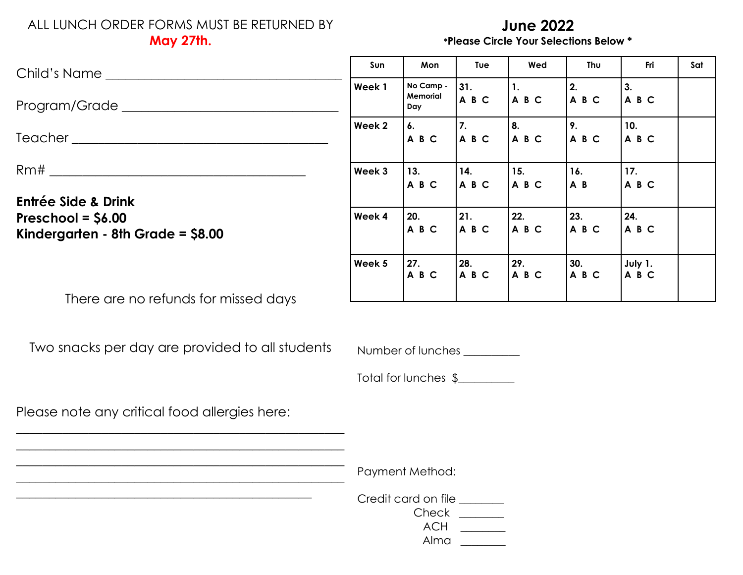ALL LUNCH ORDER FORMS MUST BE RETURNED BY
**May 27th.**

Child's Name ______________________________

Program/Grade ______________________________

Teacher ______________________________

Rm# ______________________________

**Entrée Side & Drink**
**Preschool = $6.00**
**Kindergarten - 8th Grade = $8.00**

There are no refunds for missed days

Two snacks per day are provided to all students

Please note any critical food allergies here:

______________________________________________
______________________________________________
______________________________________________
______________________________________________
______________________________________________

## June 2022

**\*Please Circle Your Selections Below \***

| Sun | Mon | Tue | Wed | Thu | Fri | Sat |
|---|---|---|---|---|---|---|
| **Week 1** | **No Camp - Memorial Day** | **31.** A B C | **1.** A B C | **2.** A B C | **3.** A B C | |
| **Week 2** | **6.** A B C | **7.** A B C | **8.** A B C | **9.** A B C | **10.** A B C | |
| **Week 3** | **13.** A B C | **14.** A B C | **15.** A B C | **16.** A B | **17.** A B C | |
| **Week 4** | **20.** A B C | **21.** A B C | **22.** A B C | **23.** A B C | **24.** A B C | |
| **Week 5** | **27.** A B C | **28.** A B C | **29.** A B C | **30.** A B C | **July 1.** A B C | |

Number of lunches __________

Total for lunches $__________

Payment Method:

Credit card on file ________
Check ________
ACH ________
Alma ________